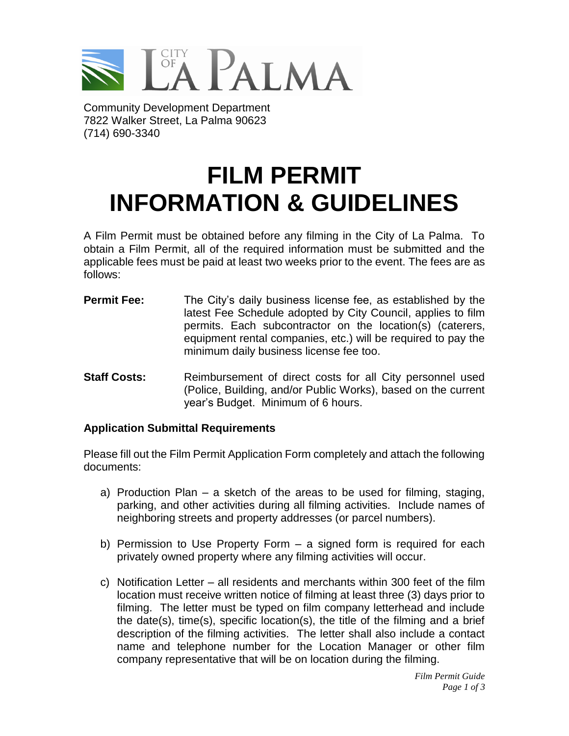CITY OF LA PALMA

Community Development Department
7822 Walker Street, La Palma 90623
(714) 690-3340

# FILM PERMIT INFORMATION & GUIDELINES

A Film Permit must be obtained before any filming in the City of La Palma. To obtain a Film Permit, all of the required information must be submitted and the applicable fees must be paid at least two weeks prior to the event. The fees are as follows:

**Permit Fee:** The City's daily business license fee, as established by the latest Fee Schedule adopted by City Council, applies to film permits. Each subcontractor on the location(s) (caterers, equipment rental companies, etc.) will be required to pay the minimum daily business license fee too.

**Staff Costs:** Reimbursement of direct costs for all City personnel used (Police, Building, and/or Public Works), based on the current year's Budget. Minimum of 6 hours.

**Application Submittal Requirements**

Please fill out the Film Permit Application Form completely and attach the following documents:

a) Production Plan – a sketch of the areas to be used for filming, staging, parking, and other activities during all filming activities. Include names of neighboring streets and property addresses (or parcel numbers).

b) Permission to Use Property Form – a signed form is required for each privately owned property where any filming activities will occur.

c) Notification Letter – all residents and merchants within 300 feet of the film location must receive written notice of filming at least three (3) days prior to filming. The letter must be typed on film company letterhead and include the date(s), time(s), specific location(s), the title of the filming and a brief description of the filming activities. The letter shall also include a contact name and telephone number for the Location Manager or other film company representative that will be on location during the filming.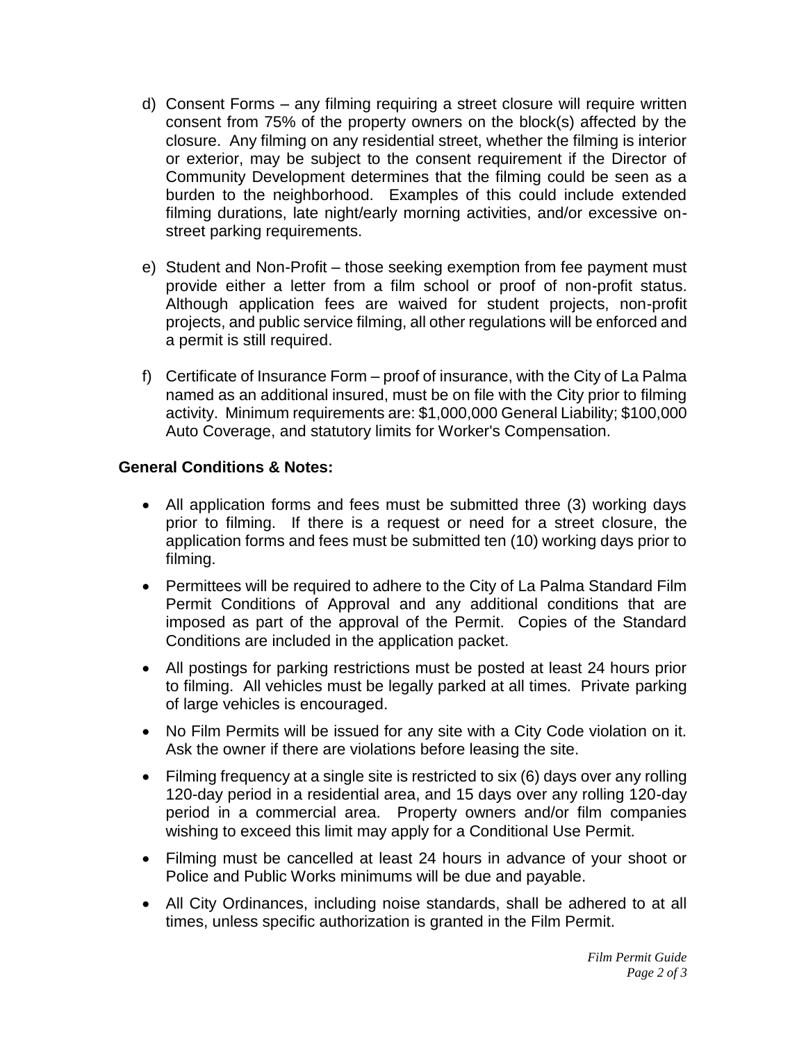d) Consent Forms – any filming requiring a street closure will require written consent from 75% of the property owners on the block(s) affected by the closure. Any filming on any residential street, whether the filming is interior or exterior, may be subject to the consent requirement if the Director of Community Development determines that the filming could be seen as a burden to the neighborhood. Examples of this could include extended filming durations, late night/early morning activities, and/or excessive on-street parking requirements.

e) Student and Non-Profit – those seeking exemption from fee payment must provide either a letter from a film school or proof of non-profit status. Although application fees are waived for student projects, non-profit projects, and public service filming, all other regulations will be enforced and a permit is still required.

f) Certificate of Insurance Form – proof of insurance, with the City of La Palma named as an additional insured, must be on file with the City prior to filming activity. Minimum requirements are: $1,000,000 General Liability; $100,000 Auto Coverage, and statutory limits for Worker's Compensation.

**General Conditions & Notes:**

- All application forms and fees must be submitted three (3) working days prior to filming. If there is a request or need for a street closure, the application forms and fees must be submitted ten (10) working days prior to filming.
- Permittees will be required to adhere to the City of La Palma Standard Film Permit Conditions of Approval and any additional conditions that are imposed as part of the approval of the Permit. Copies of the Standard Conditions are included in the application packet.
- All postings for parking restrictions must be posted at least 24 hours prior to filming. All vehicles must be legally parked at all times. Private parking of large vehicles is encouraged.
- No Film Permits will be issued for any site with a City Code violation on it. Ask the owner if there are violations before leasing the site.
- Filming frequency at a single site is restricted to six (6) days over any rolling 120-day period in a residential area, and 15 days over any rolling 120-day period in a commercial area. Property owners and/or film companies wishing to exceed this limit may apply for a Conditional Use Permit.
- Filming must be cancelled at least 24 hours in advance of your shoot or Police and Public Works minimums will be due and payable.
- All City Ordinances, including noise standards, shall be adhered to at all times, unless specific authorization is granted in the Film Permit.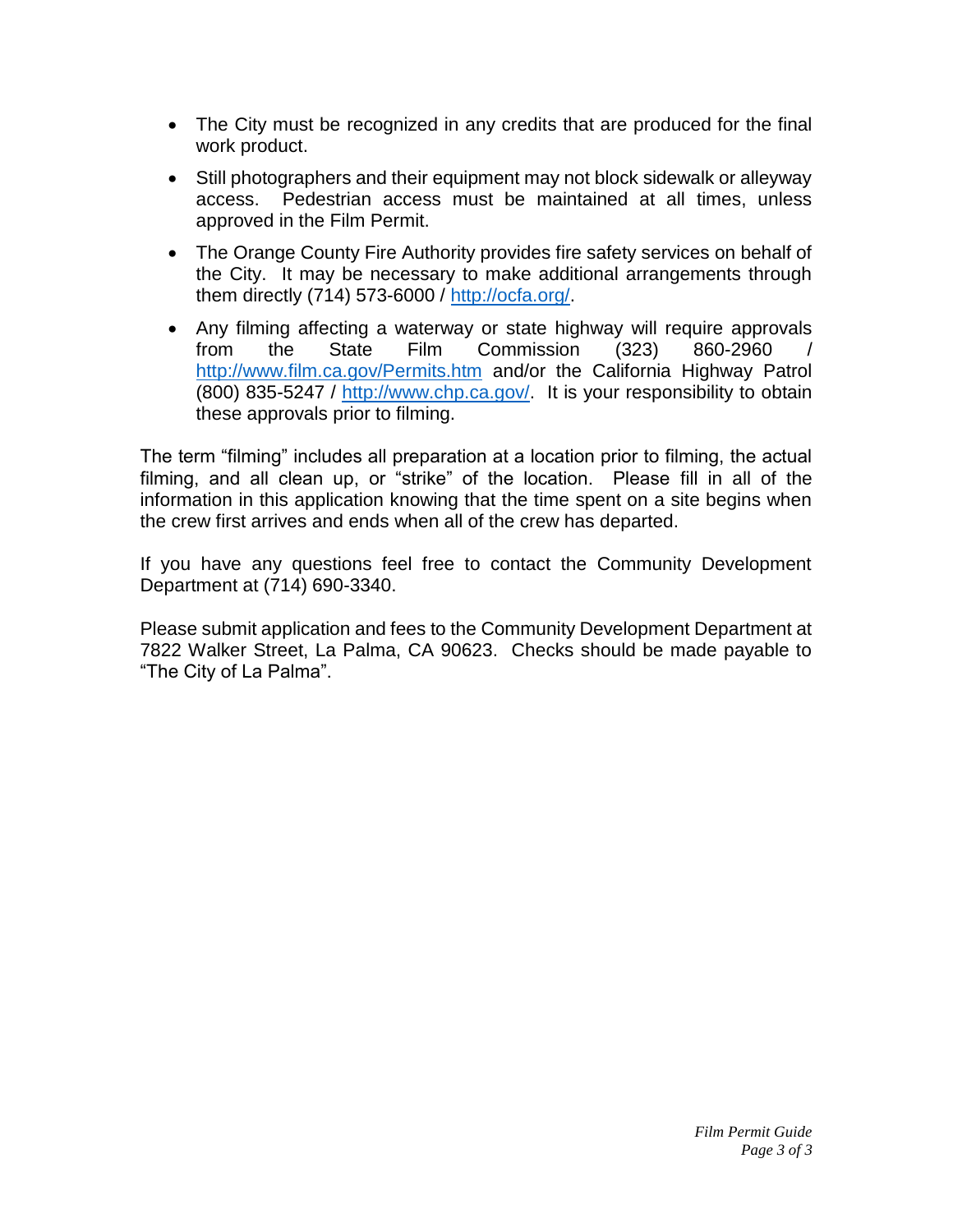- The City must be recognized in any credits that are produced for the final work product.
- Still photographers and their equipment may not block sidewalk or alleyway access. Pedestrian access must be maintained at all times, unless approved in the Film Permit.
- The Orange County Fire Authority provides fire safety services on behalf of the City. It may be necessary to make additional arrangements through them directly (714) 573-6000 / http://ocfa.org/.
- Any filming affecting a waterway or state highway will require approvals from the State Film Commission (323) 860-2960 / http://www.film.ca.gov/Permits.htm and/or the California Highway Patrol (800) 835-5247 / http://www.chp.ca.gov/. It is your responsibility to obtain these approvals prior to filming.

The term “filming” includes all preparation at a location prior to filming, the actual filming, and all clean up, or “strike” of the location. Please fill in all of the information in this application knowing that the time spent on a site begins when the crew first arrives and ends when all of the crew has departed.

If you have any questions feel free to contact the Community Development Department at (714) 690-3340.

Please submit application and fees to the Community Development Department at 7822 Walker Street, La Palma, CA 90623. Checks should be made payable to “The City of La Palma”.